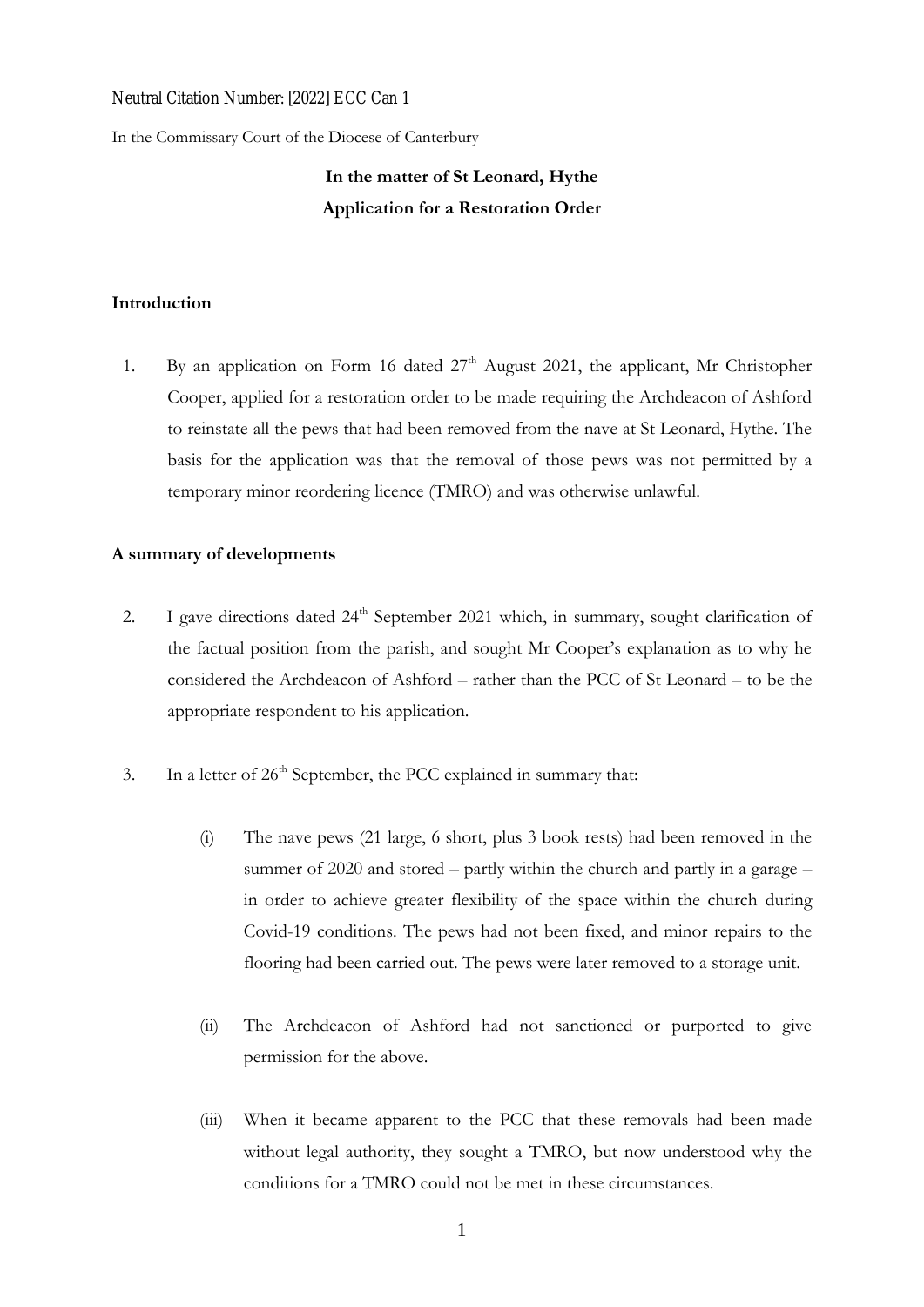Neutral Citation Number: [2022] ECC Can 1

In the Commissary Court of the Diocese of Canterbury

**In the matter of St Leonard, Hythe**
**Application for a Restoration Order**

## Introduction

1. By an application on Form 16 dated 27th August 2021, the applicant, Mr Christopher Cooper, applied for a restoration order to be made requiring the Archdeacon of Ashford to reinstate all the pews that had been removed from the nave at St Leonard, Hythe. The basis for the application was that the removal of those pews was not permitted by a temporary minor reordering licence (TMRO) and was otherwise unlawful.

## A summary of developments

2. I gave directions dated 24th September 2021 which, in summary, sought clarification of the factual position from the parish, and sought Mr Cooper's explanation as to why he considered the Archdeacon of Ashford – rather than the PCC of St Leonard – to be the appropriate respondent to his application.

3. In a letter of 26th September, the PCC explained in summary that:

   (i) The nave pews (21 large, 6 short, plus 3 book rests) had been removed in the summer of 2020 and stored – partly within the church and partly in a garage – in order to achieve greater flexibility of the space within the church during Covid-19 conditions. The pews had not been fixed, and minor repairs to the flooring had been carried out. The pews were later removed to a storage unit.

   (ii) The Archdeacon of Ashford had not sanctioned or purported to give permission for the above.

   (iii) When it became apparent to the PCC that these removals had been made without legal authority, they sought a TMRO, but now understood why the conditions for a TMRO could not be met in these circumstances.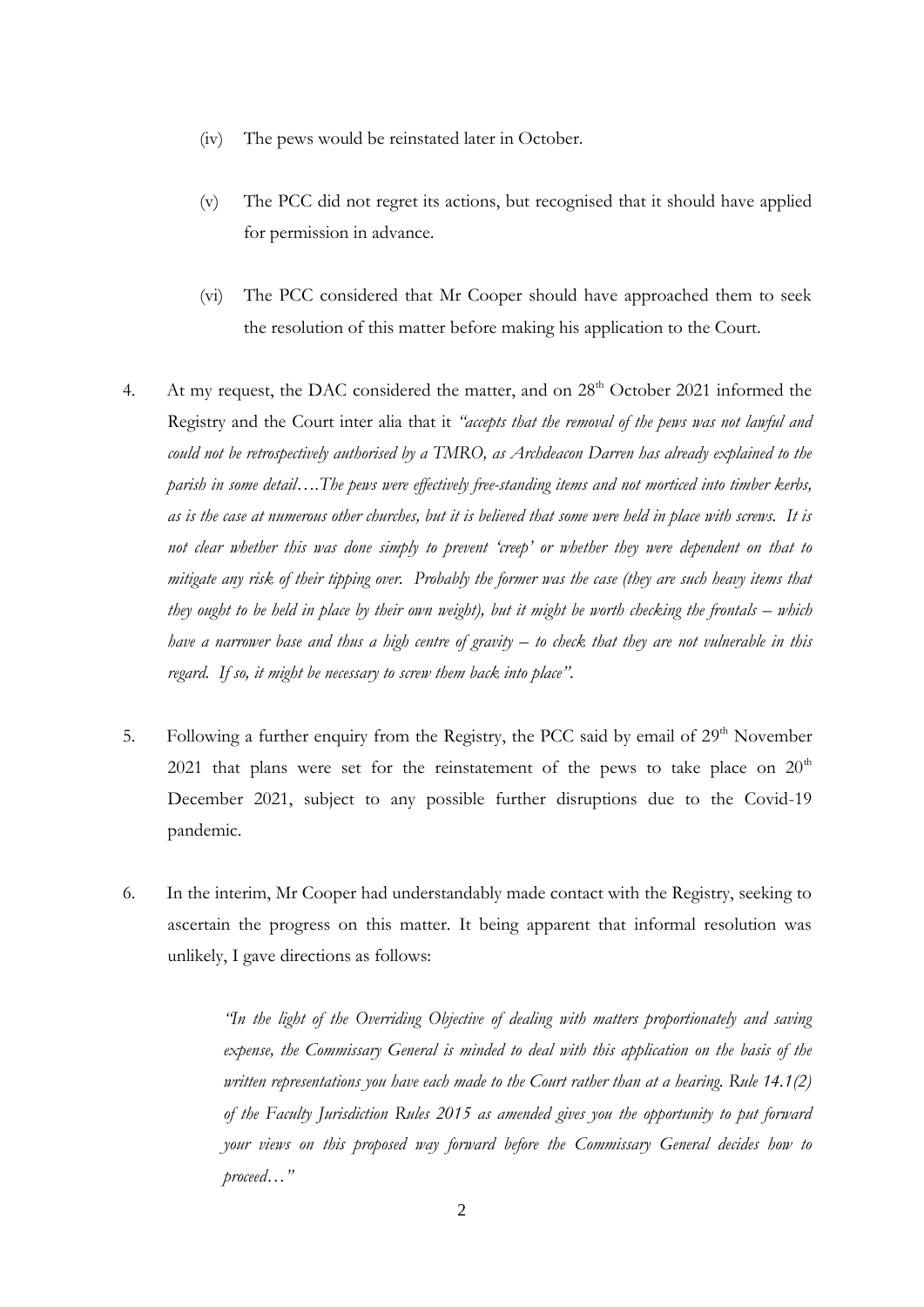(iv) The pews would be reinstated later in October.

(v) The PCC did not regret its actions, but recognised that it should have applied for permission in advance.

(vi) The PCC considered that Mr Cooper should have approached them to seek the resolution of this matter before making his application to the Court.

4. At my request, the DAC considered the matter, and on 28th October 2021 informed the Registry and the Court inter alia that it *"accepts that the removal of the pews was not lawful and could not be retrospectively authorised by a TMRO, as Archdeacon Darren has already explained to the parish in some detail….The pews were effectively free-standing items and not morticed into timber kerbs, as is the case at numerous other churches, but it is believed that some were held in place with screws. It is not clear whether this was done simply to prevent 'creep' or whether they were dependent on that to mitigate any risk of their tipping over. Probably the former was the case (they are such heavy items that they ought to be held in place by their own weight), but it might be worth checking the frontals – which have a narrower base and thus a high centre of gravity – to check that they are not vulnerable in this regard. If so, it might be necessary to screw them back into place".*

5. Following a further enquiry from the Registry, the PCC said by email of 29th November 2021 that plans were set for the reinstatement of the pews to take place on 20th December 2021, subject to any possible further disruptions due to the Covid-19 pandemic.

6. In the interim, Mr Cooper had understandably made contact with the Registry, seeking to ascertain the progress on this matter. It being apparent that informal resolution was unlikely, I gave directions as follows:

> *"In the light of the Overriding Objective of dealing with matters proportionately and saving expense, the Commissary General is minded to deal with this application on the basis of the written representations you have each made to the Court rather than at a hearing. Rule 14.1(2) of the Faculty Jurisdiction Rules 2015 as amended gives you the opportunity to put forward your views on this proposed way forward before the Commissary General decides how to proceed…"*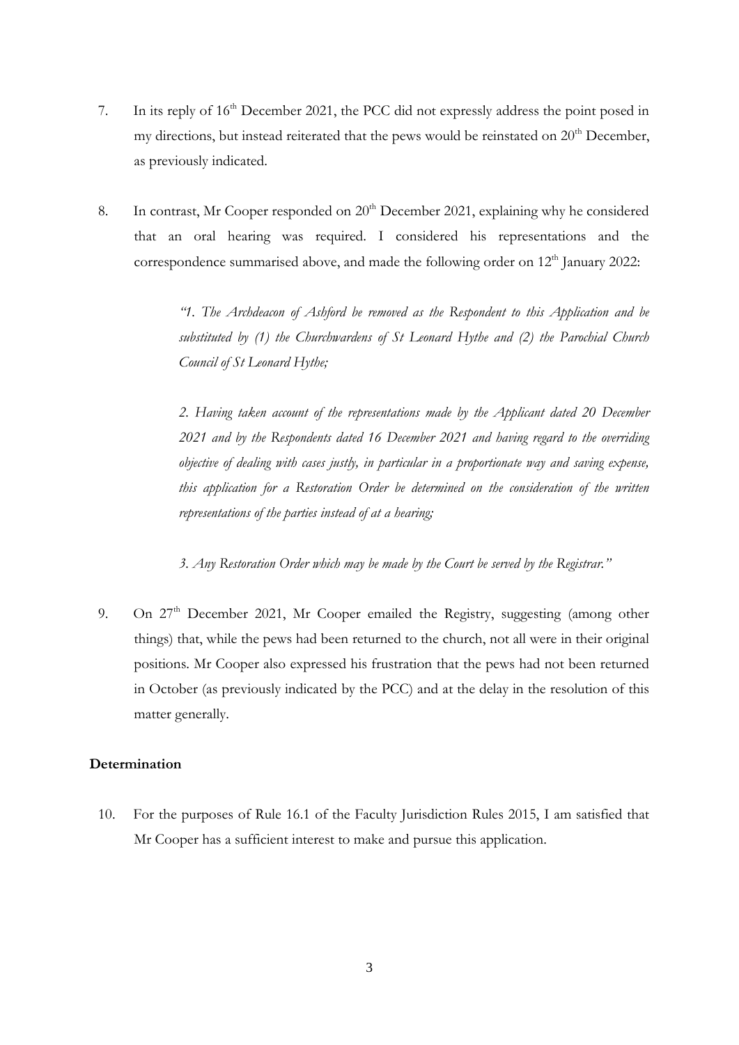7. In its reply of 16th December 2021, the PCC did not expressly address the point posed in my directions, but instead reiterated that the pews would be reinstated on 20th December, as previously indicated.

8. In contrast, Mr Cooper responded on 20th December 2021, explaining why he considered that an oral hearing was required. I considered his representations and the correspondence summarised above, and made the following order on 12th January 2022:

> *"1. The Archdeacon of Ashford be removed as the Respondent to this Application and be substituted by (1) the Churchwardens of St Leonard Hythe and (2) the Parochial Church Council of St Leonard Hythe;*
>
> *2. Having taken account of the representations made by the Applicant dated 20 December 2021 and by the Respondents dated 16 December 2021 and having regard to the overriding objective of dealing with cases justly, in particular in a proportionate way and saving expense, this application for a Restoration Order be determined on the consideration of the written representations of the parties instead of at a hearing;*
>
> *3. Any Restoration Order which may be made by the Court be served by the Registrar."*

9. On 27th December 2021, Mr Cooper emailed the Registry, suggesting (among other things) that, while the pews had been returned to the church, not all were in their original positions. Mr Cooper also expressed his frustration that the pews had not been returned in October (as previously indicated by the PCC) and at the delay in the resolution of this matter generally.

## Determination

10. For the purposes of Rule 16.1 of the Faculty Jurisdiction Rules 2015, I am satisfied that Mr Cooper has a sufficient interest to make and pursue this application.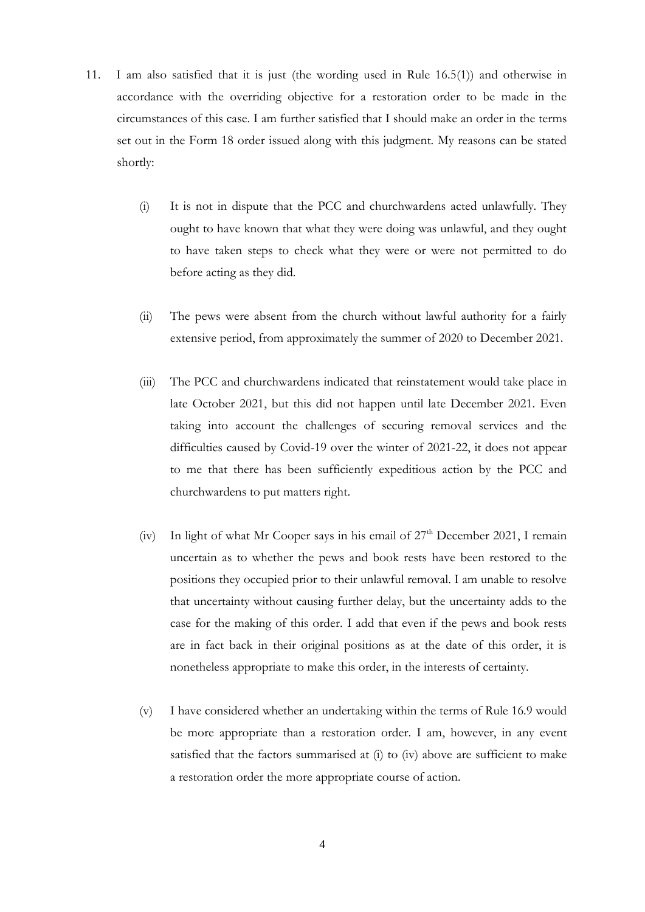11. I am also satisfied that it is just (the wording used in Rule 16.5(1)) and otherwise in accordance with the overriding objective for a restoration order to be made in the circumstances of this case. I am further satisfied that I should make an order in the terms set out in the Form 18 order issued along with this judgment. My reasons can be stated shortly:

    (i) It is not in dispute that the PCC and churchwardens acted unlawfully. They ought to have known that what they were doing was unlawful, and they ought to have taken steps to check what they were or were not permitted to do before acting as they did.

    (ii) The pews were absent from the church without lawful authority for a fairly extensive period, from approximately the summer of 2020 to December 2021.

    (iii) The PCC and churchwardens indicated that reinstatement would take place in late October 2021, but this did not happen until late December 2021. Even taking into account the challenges of securing removal services and the difficulties caused by Covid-19 over the winter of 2021-22, it does not appear to me that there has been sufficiently expeditious action by the PCC and churchwardens to put matters right.

    (iv) In light of what Mr Cooper says in his email of 27th December 2021, I remain uncertain as to whether the pews and book rests have been restored to the positions they occupied prior to their unlawful removal. I am unable to resolve that uncertainty without causing further delay, but the uncertainty adds to the case for the making of this order. I add that even if the pews and book rests are in fact back in their original positions as at the date of this order, it is nonetheless appropriate to make this order, in the interests of certainty.

    (v) I have considered whether an undertaking within the terms of Rule 16.9 would be more appropriate than a restoration order. I am, however, in any event satisfied that the factors summarised at (i) to (iv) above are sufficient to make a restoration order the more appropriate course of action.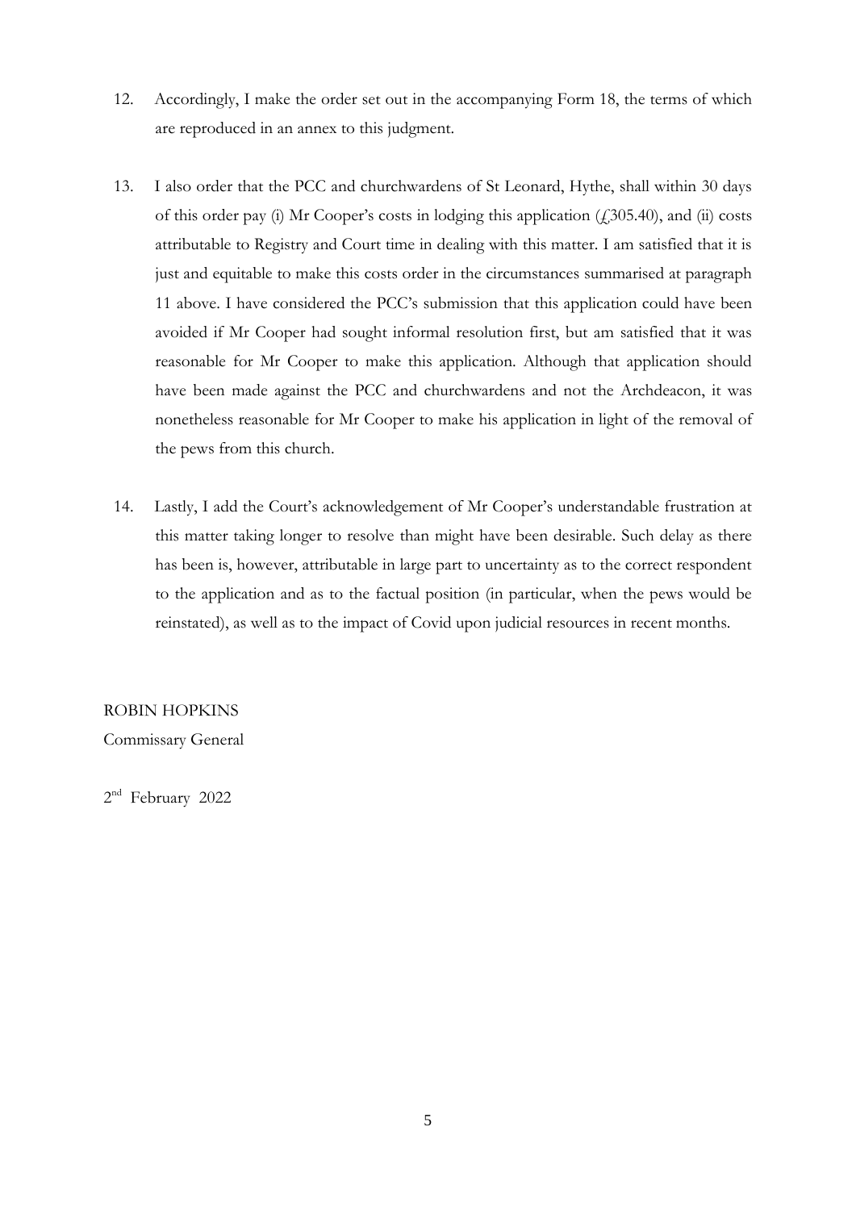12. Accordingly, I make the order set out in the accompanying Form 18, the terms of which are reproduced in an annex to this judgment.

13. I also order that the PCC and churchwardens of St Leonard, Hythe, shall within 30 days of this order pay (i) Mr Cooper's costs in lodging this application (£305.40), and (ii) costs attributable to Registry and Court time in dealing with this matter. I am satisfied that it is just and equitable to make this costs order in the circumstances summarised at paragraph 11 above. I have considered the PCC's submission that this application could have been avoided if Mr Cooper had sought informal resolution first, but am satisfied that it was reasonable for Mr Cooper to make this application. Although that application should have been made against the PCC and churchwardens and not the Archdeacon, it was nonetheless reasonable for Mr Cooper to make his application in light of the removal of the pews from this church.

14. Lastly, I add the Court's acknowledgement of Mr Cooper's understandable frustration at this matter taking longer to resolve than might have been desirable. Such delay as there has been is, however, attributable in large part to uncertainty as to the correct respondent to the application and as to the factual position (in particular, when the pews would be reinstated), as well as to the impact of Covid upon judicial resources in recent months.

ROBIN HOPKINS

Commissary General

2nd February 2022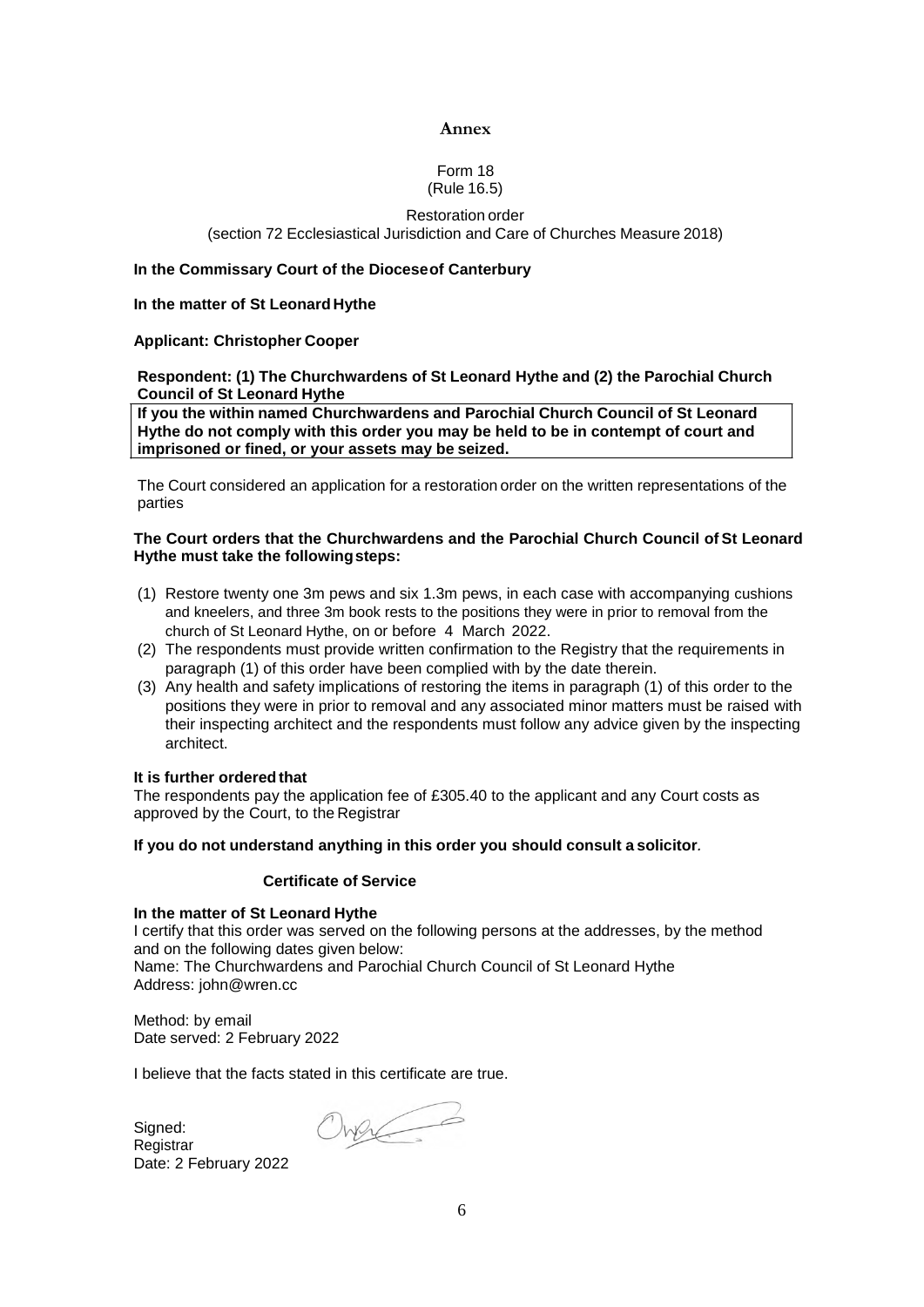# Annex

Form 18
(Rule 16.5)

Restoration order
(section 72 Ecclesiastical Jurisdiction and Care of Churches Measure 2018)

**In the Commissary Court of the Diocese of Canterbury**

**In the matter of St Leonard Hythe**

**Applicant: Christopher Cooper**

**Respondent: (1) The Churchwardens of St Leonard Hythe and (2) the Parochial Church Council of St Leonard Hythe**

**If you the within named Churchwardens and Parochial Church Council of St Leonard Hythe do not comply with this order you may be held to be in contempt of court and imprisoned or fined, or your assets may be seized.**

The Court considered an application for a restoration order on the written representations of the parties

**The Court orders that the Churchwardens and the Parochial Church Council of St Leonard Hythe must take the following steps:**

(1) Restore twenty one 3m pews and six 1.3m pews, in each case with accompanying cushions and kneelers, and three 3m book rests to the positions they were in prior to removal from the church of St Leonard Hythe, on or before 4 March 2022.
(2) The respondents must provide written confirmation to the Registry that the requirements in paragraph (1) of this order have been complied with by the date therein.
(3) Any health and safety implications of restoring the items in paragraph (1) of this order to the positions they were in prior to removal and any associated minor matters must be raised with their inspecting architect and the respondents must follow any advice given by the inspecting architect.

**It is further ordered that**
The respondents pay the application fee of £305.40 to the applicant and any Court costs as approved by the Court, to the Registrar

**If you do not understand anything in this order you should consult a solicitor**.

**Certificate of Service**

**In the matter of St Leonard Hythe**
I certify that this order was served on the following persons at the addresses, by the method and on the following dates given below:
Name: The Churchwardens and Parochial Church Council of St Leonard Hythe
Address: john@wren.cc

Method: by email
Date served: 2 February 2022

I believe that the facts stated in this certificate are true.

Signed:
Registrar
Date: 2 February 2022